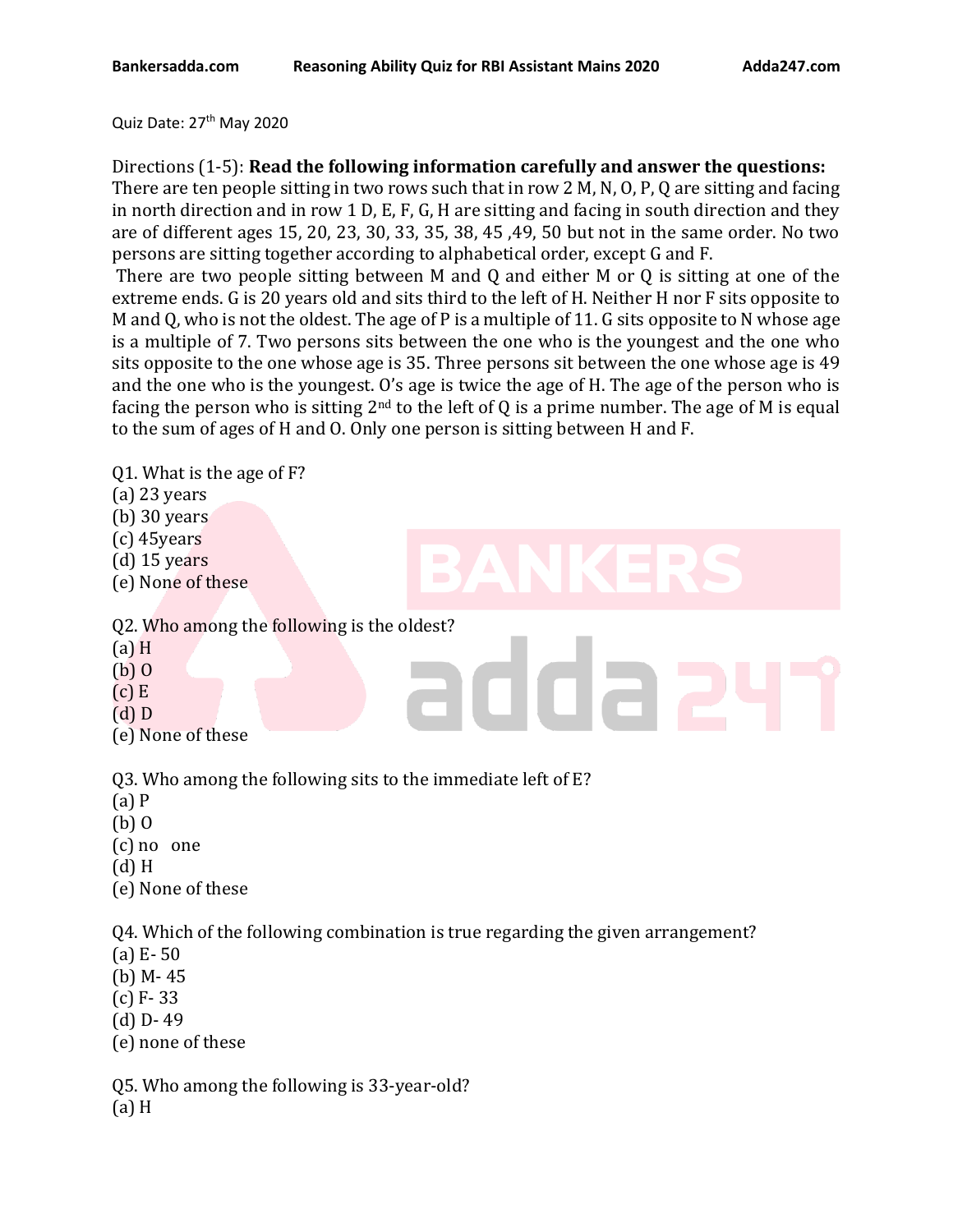Quiz Date: 27th May 2020

Directions (1-5): **Read the following information carefully and answer the questions:**
There are ten people sitting in two rows such that in row 2 M, N, O, P, Q are sitting and facing in north direction and in row 1 D, E, F, G, H are sitting and facing in south direction and they are of different ages 15, 20, 23, 30, 33, 35, 38, 45 ,49, 50 but not in the same order. No two persons are sitting together according to alphabetical order, except G and F.

There are two people sitting between M and Q and either M or Q is sitting at one of the extreme ends. G is 20 years old and sits third to the left of H. Neither H nor F sits opposite to M and Q, who is not the oldest. The age of P is a multiple of 11. G sits opposite to N whose age is a multiple of 7. Two persons sits between the one who is the youngest and the one who sits opposite to the one whose age is 35. Three persons sit between the one whose age is 49 and the one who is the youngest. O's age is twice the age of H. The age of the person who is facing the person who is sitting 2nd to the left of Q is a prime number. The age of M is equal to the sum of ages of H and O. Only one person is sitting between H and F.

Q1. What is the age of F?
(a) 23 years
(b) 30 years
(c) 45years
(d) 15 years
(e) None of these

Q2. Who among the following is the oldest?
(a) H
(b) O
(c) E
(d) D
(e) None of these

Q3. Who among the following sits to the immediate left of E?
(a) P
(b) O
(c) no one
(d) H
(e) None of these

Q4. Which of the following combination is true regarding the given arrangement?
(a) E- 50
(b) M- 45
(c) F- 33
(d) D- 49
(e) none of these

Q5. Who among the following is 33-year-old?
(a) H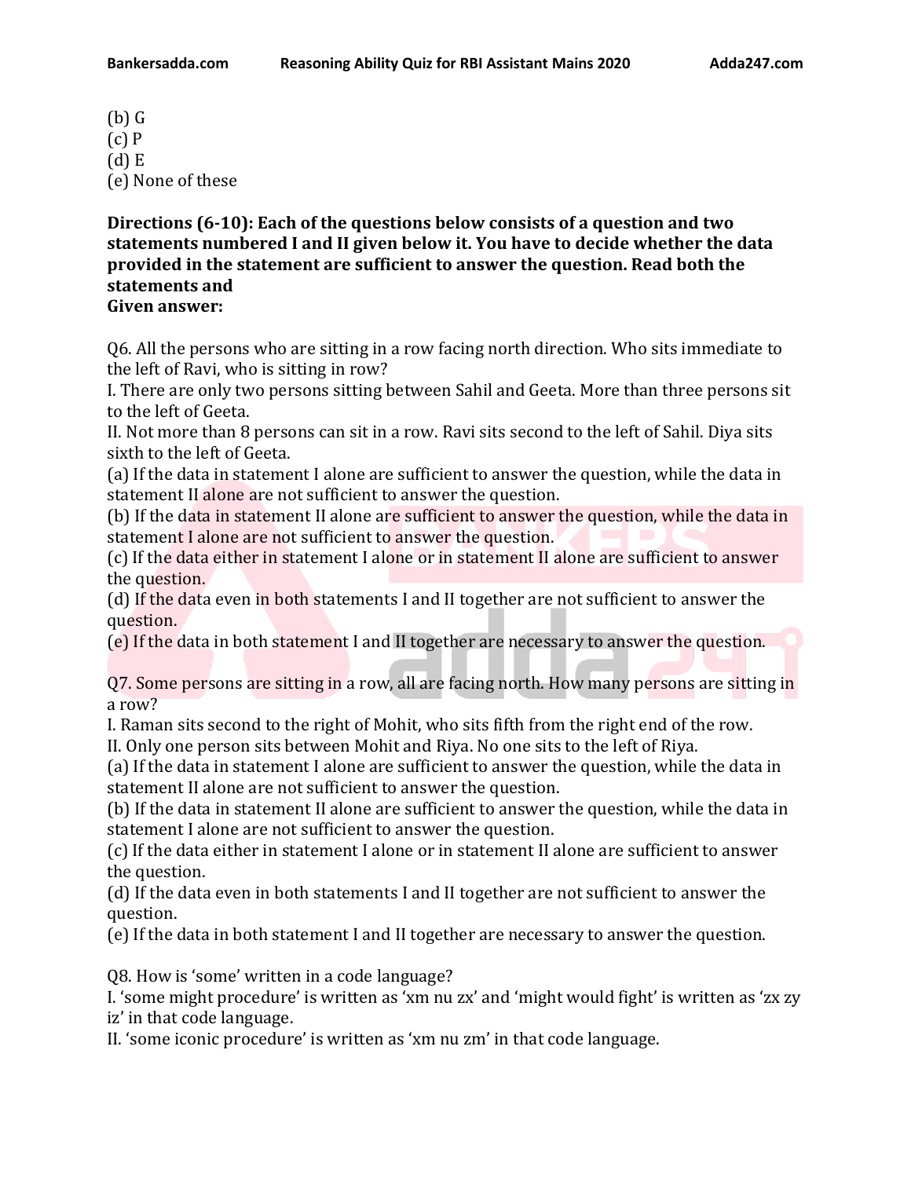(b) G
(c) P
(d) E
(e) None of these

**Directions (6-10): Each of the questions below consists of a question and two statements numbered I and II given below it. You have to decide whether the data provided in the statement are sufficient to answer the question. Read both the statements and**
**Given answer:**

Q6. All the persons who are sitting in a row facing north direction. Who sits immediate to the left of Ravi, who is sitting in row?
I. There are only two persons sitting between Sahil and Geeta. More than three persons sit to the left of Geeta.
II. Not more than 8 persons can sit in a row. Ravi sits second to the left of Sahil. Diya sits sixth to the left of Geeta.
(a) If the data in statement I alone are sufficient to answer the question, while the data in statement II alone are not sufficient to answer the question.
(b) If the data in statement II alone are sufficient to answer the question, while the data in statement I alone are not sufficient to answer the question.
(c) If the data either in statement I alone or in statement II alone are sufficient to answer the question.
(d) If the data even in both statements I and II together are not sufficient to answer the question.
(e) If the data in both statement I and II together are necessary to answer the question.

Q7. Some persons are sitting in a row, all are facing north. How many persons are sitting in a row?
I. Raman sits second to the right of Mohit, who sits fifth from the right end of the row.
II. Only one person sits between Mohit and Riya. No one sits to the left of Riya.
(a) If the data in statement I alone are sufficient to answer the question, while the data in statement II alone are not sufficient to answer the question.
(b) If the data in statement II alone are sufficient to answer the question, while the data in statement I alone are not sufficient to answer the question.
(c) If the data either in statement I alone or in statement II alone are sufficient to answer the question.
(d) If the data even in both statements I and II together are not sufficient to answer the question.
(e) If the data in both statement I and II together are necessary to answer the question.

Q8. How is 'some' written in a code language?
I. 'some might procedure' is written as 'xm nu zx' and 'might would fight' is written as 'zx zy iz' in that code language.
II. 'some iconic procedure' is written as 'xm nu zm' in that code language.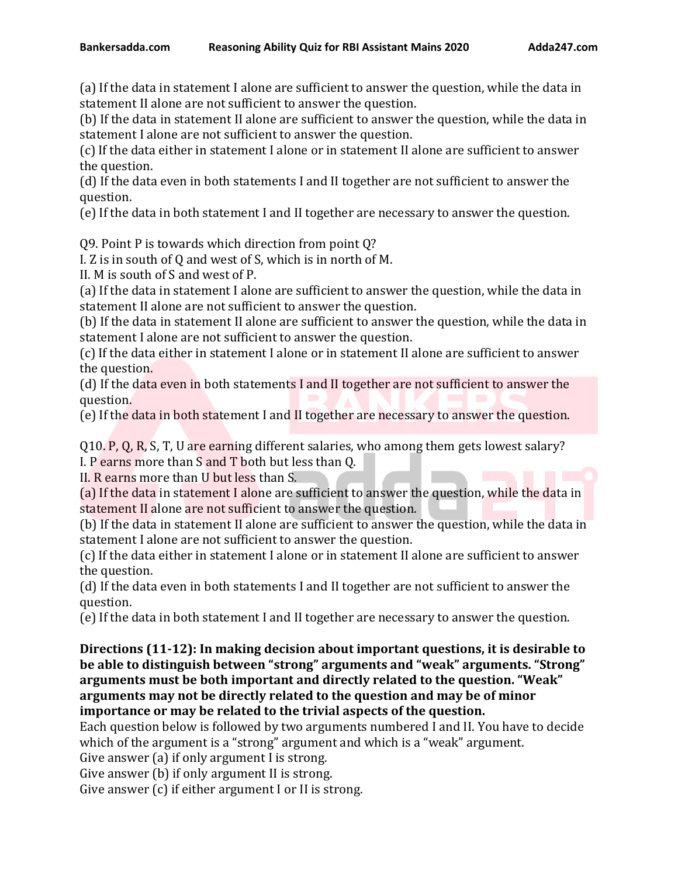(a) If the data in statement I alone are sufficient to answer the question, while the data in statement II alone are not sufficient to answer the question.
(b) If the data in statement II alone are sufficient to answer the question, while the data in statement I alone are not sufficient to answer the question.
(c) If the data either in statement I alone or in statement II alone are sufficient to answer the question.
(d) If the data even in both statements I and II together are not sufficient to answer the question.
(e) If the data in both statement I and II together are necessary to answer the question.

Q9. Point P is towards which direction from point Q?
I. Z is in south of Q and west of S, which is in north of M.
II. M is south of S and west of P.
(a) If the data in statement I alone are sufficient to answer the question, while the data in statement II alone are not sufficient to answer the question.
(b) If the data in statement II alone are sufficient to answer the question, while the data in statement I alone are not sufficient to answer the question.
(c) If the data either in statement I alone or in statement II alone are sufficient to answer the question.
(d) If the data even in both statements I and II together are not sufficient to answer the question.
(e) If the data in both statement I and II together are necessary to answer the question.

Q10. P, Q, R, S, T, U are earning different salaries, who among them gets lowest salary?
I. P earns more than S and T both but less than Q.
II. R earns more than U but less than S.
(a) If the data in statement I alone are sufficient to answer the question, while the data in statement II alone are not sufficient to answer the question.
(b) If the data in statement II alone are sufficient to answer the question, while the data in statement I alone are not sufficient to answer the question.
(c) If the data either in statement I alone or in statement II alone are sufficient to answer the question.
(d) If the data even in both statements I and II together are not sufficient to answer the question.
(e) If the data in both statement I and II together are necessary to answer the question.

**Directions (11-12): In making decision about important questions, it is desirable to be able to distinguish between "strong" arguments and "weak" arguments. "Strong" arguments must be both important and directly related to the question. "Weak" arguments may not be directly related to the question and may be of minor importance or may be related to the trivial aspects of the question.**

Each question below is followed by two arguments numbered I and II. You have to decide which of the argument is a "strong" argument and which is a "weak" argument.
Give answer (a) if only argument I is strong.
Give answer (b) if only argument II is strong.
Give answer (c) if either argument I or II is strong.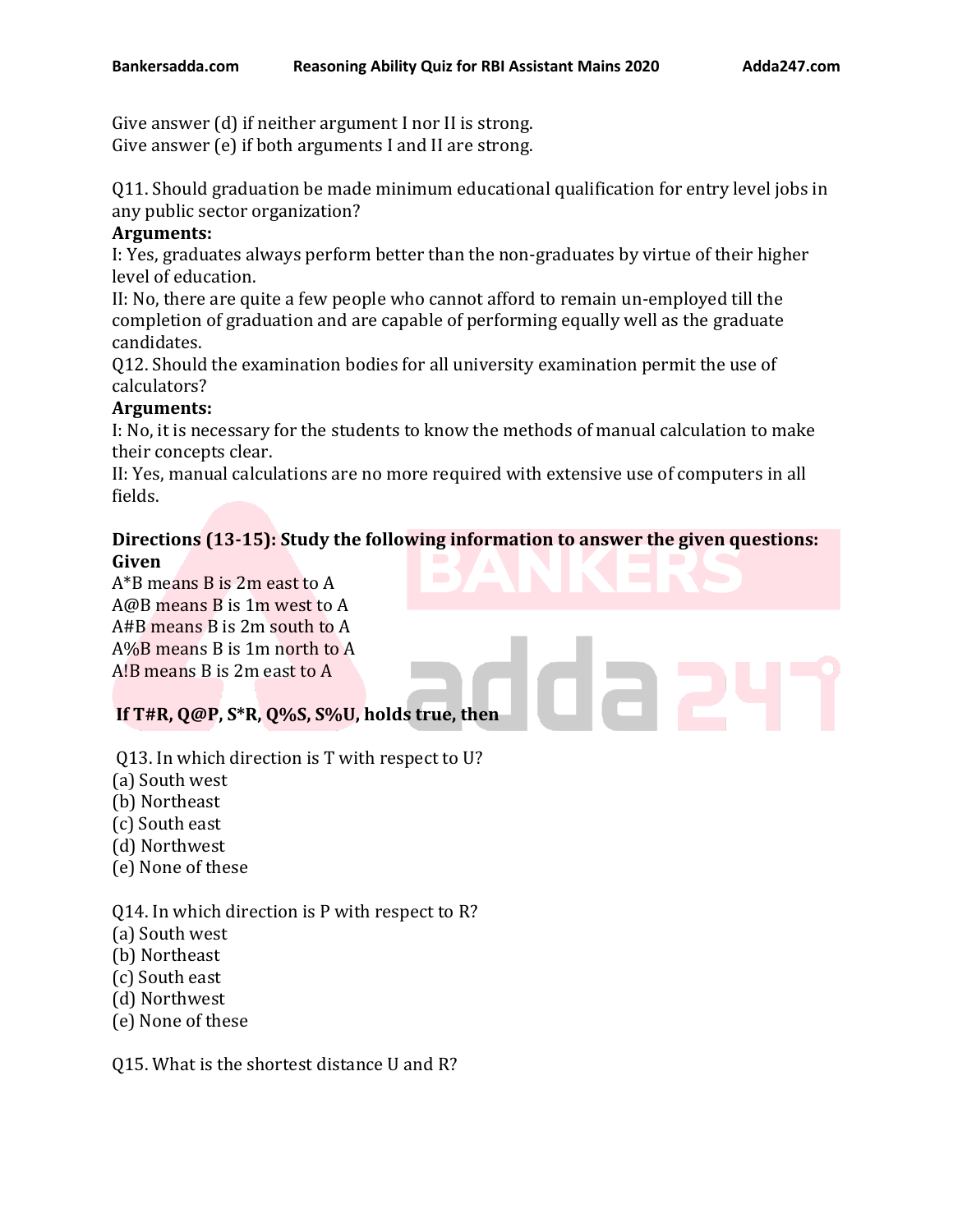Give answer (d) if neither argument I nor II is strong.
Give answer (e) if both arguments I and II are strong.

Q11. Should graduation be made minimum educational qualification for entry level jobs in any public sector organization?

**Arguments:**

I: Yes, graduates always perform better than the non-graduates by virtue of their higher level of education.

II: No, there are quite a few people who cannot afford to remain un-employed till the completion of graduation and are capable of performing equally well as the graduate candidates.

Q12. Should the examination bodies for all university examination permit the use of calculators?

**Arguments:**

I: No, it is necessary for the students to know the methods of manual calculation to make their concepts clear.

II: Yes, manual calculations are no more required with extensive use of computers in all fields.

**Directions (13-15): Study the following information to answer the given questions:**

**Given**

A*B means B is 2m east to A
A@B means B is 1m west to A
A#B means B is 2m south to A
A%B means B is 1m north to A
A!B means B is 2m east to A

**If T#R, Q@P, S*R, Q%S, S%U, holds true, then**

Q13. In which direction is T with respect to U?
(a) South west
(b) Northeast
(c) South east
(d) Northwest
(e) None of these

Q14. In which direction is P with respect to R?
(a) South west
(b) Northeast
(c) South east
(d) Northwest
(e) None of these

Q15. What is the shortest distance U and R?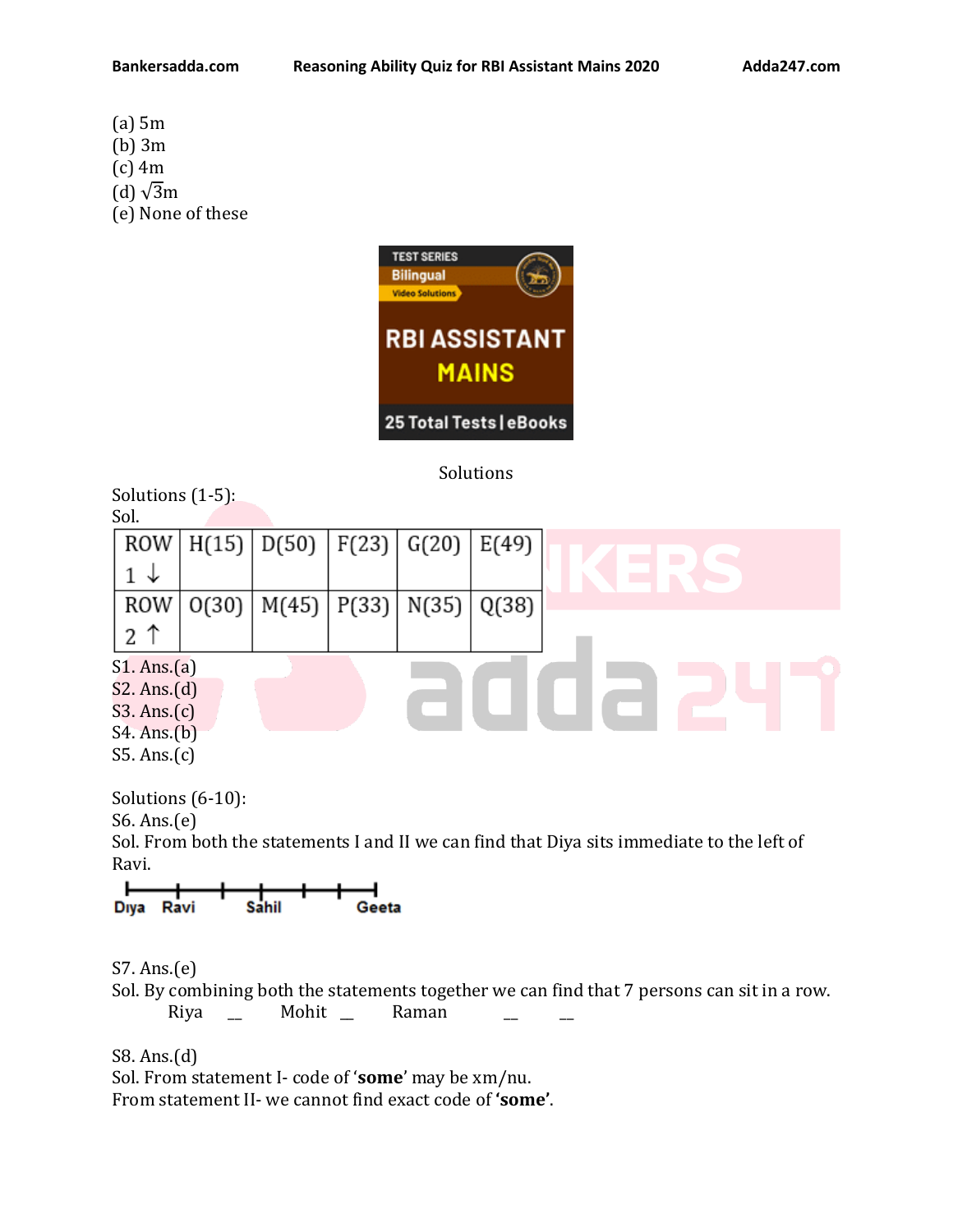(a) 5m
(b) 3m
(c) 4m
(d) $\sqrt{3}$m
(e) None of these

Solutions

Solutions (1-5):
Sol.

| ROW 1 ↓ | H(15) | D(50) | F(23) | G(20) | E(49) |
|---|---|---|---|---|---|
| ROW 2 ↑ | O(30) | M(45) | P(33) | N(35) | Q(38) |

S1. Ans.(a)
S2. Ans.(d)
S3. Ans.(c)
S4. Ans.(b)
S5. Ans.(c)

Solutions (6-10):
S6. Ans.(e)
Sol. From both the statements I and II we can find that Diya sits immediate to the left of Ravi.

Diya Ravi Sahil Geeta

S7. Ans.(e)
Sol. By combining both the statements together we can find that 7 persons can sit in a row.
Riya __ Mohit __ Raman __ __

S8. Ans.(d)
Sol. From statement I- code of '**some**' may be xm/nu.
From statement II- we cannot find exact code of **'some'**.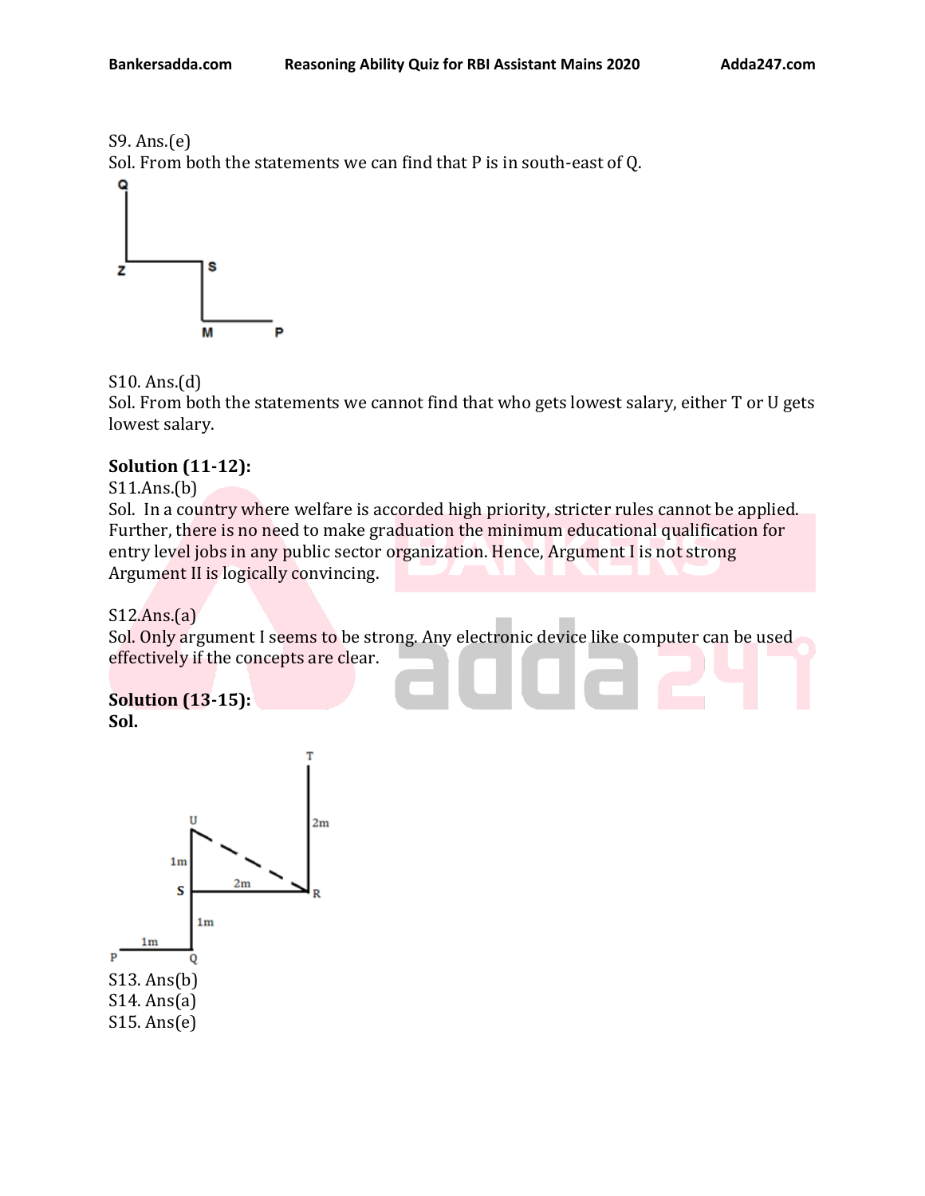S9. Ans.(e)
Sol. From both the statements we can find that P is in south-east of Q.

S10. Ans.(d)
Sol. From both the statements we cannot find that who gets lowest salary, either T or U gets lowest salary.

**Solution (11-12):**
S11.Ans.(b)
Sol. In a country where welfare is accorded high priority, stricter rules cannot be applied. Further, there is no need to make graduation the minimum educational qualification for entry level jobs in any public sector organization. Hence, Argument I is not strong Argument II is logically convincing.

S12.Ans.(a)
Sol. Only argument I seems to be strong. Any electronic device like computer can be used effectively if the concepts are clear.

**Solution (13-15):**
**Sol.**

S13. Ans(b)
S14. Ans(a)
S15. Ans(e)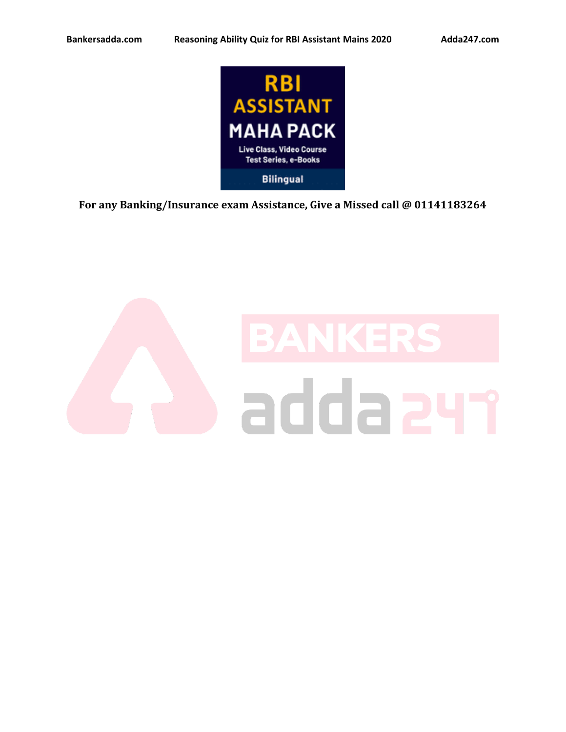For any Banking/Insurance exam Assistance, Give a Missed call @ 01141183264